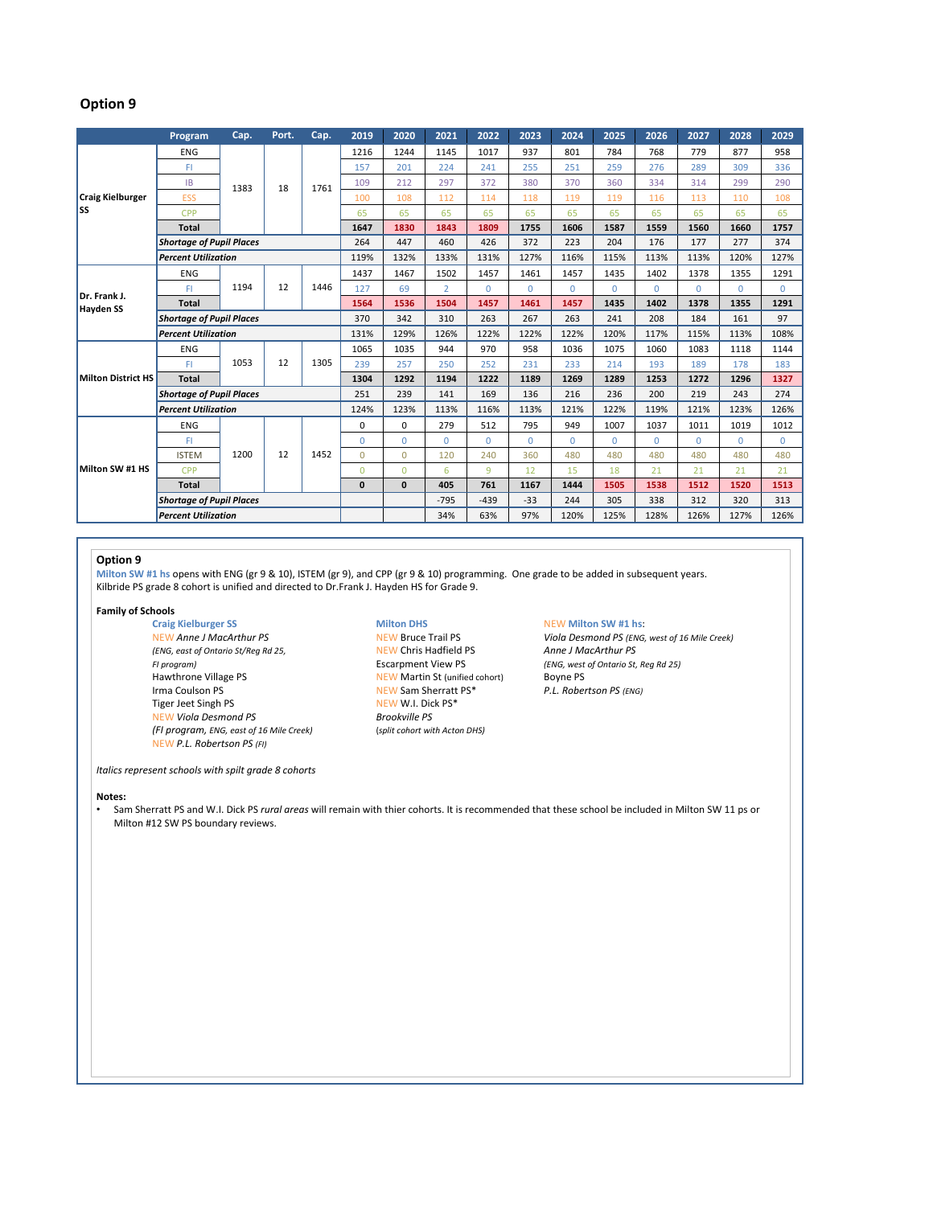## Option 9

| | Program | Cap. | Port. | Cap. | 2019 | 2020 | 2021 | 2022 | 2023 | 2024 | 2025 | 2026 | 2027 | 2028 | 2029 |
|---|---|---|---|---|---|---|---|---|---|---|---|---|---|---|---|
| Craig Kielburger SS | ENG | 1383 | 18 | 1761 | 1216 | 1244 | 1145 | 1017 | 937 | 801 | 784 | 768 | 779 | 877 | 958 |
| | FI | | | | 157 | 201 | 224 | 241 | 255 | 251 | 259 | 276 | 289 | 309 | 336 |
| | IB | | | | 109 | 212 | 297 | 372 | 380 | 370 | 360 | 334 | 314 | 299 | 290 |
| | ESS | | | | 100 | 108 | 112 | 114 | 118 | 119 | 119 | 116 | 113 | 110 | 108 |
| | CPP | | | | 65 | 65 | 65 | 65 | 65 | 65 | 65 | 65 | 65 | 65 | 65 |
| | **Total** | | | | **1647** | **1830** | **1843** | **1809** | **1755** | **1606** | **1587** | **1559** | **1560** | **1660** | **1757** |
| | ***Shortage of Pupil Places*** | | | | 264 | 447 | 460 | 426 | 372 | 223 | 204 | 176 | 177 | 277 | 374 |
| | ***Percent Utilization*** | | | | 119% | 132% | 133% | 131% | 127% | 116% | 115% | 113% | 113% | 120% | 127% |
| Dr. Frank J. Hayden SS | ENG | 1194 | 12 | 1446 | 1437 | 1467 | 1502 | 1457 | 1461 | 1457 | 1435 | 1402 | 1378 | 1355 | 1291 |
| | FI | | | | 127 | 69 | 2 | 0 | 0 | 0 | 0 | 0 | 0 | 0 | 0 |
| | **Total** | | | | **1564** | **1536** | **1504** | **1457** | **1461** | **1457** | **1435** | **1402** | **1378** | **1355** | **1291** |
| | ***Shortage of Pupil Places*** | | | | 370 | 342 | 310 | 263 | 267 | 263 | 241 | 208 | 184 | 161 | 97 |
| | ***Percent Utilization*** | | | | 131% | 129% | 126% | 122% | 122% | 122% | 120% | 117% | 115% | 113% | 108% |
| Milton District HS | ENG | 1053 | 12 | 1305 | 1065 | 1035 | 944 | 970 | 958 | 1036 | 1075 | 1060 | 1083 | 1118 | 1144 |
| | FI | | | | 239 | 257 | 250 | 252 | 231 | 233 | 214 | 193 | 189 | 178 | 183 |
| | **Total** | | | | **1304** | **1292** | **1194** | **1222** | **1189** | **1269** | **1289** | **1253** | **1272** | **1296** | **1327** |
| | ***Shortage of Pupil Places*** | | | | 251 | 239 | 141 | 169 | 136 | 216 | 236 | 200 | 219 | 243 | 274 |
| | ***Percent Utilization*** | | | | 124% | 123% | 113% | 116% | 113% | 121% | 122% | 119% | 121% | 123% | 126% |
| Milton SW #1 HS | ENG | 1200 | 12 | 1452 | 0 | 0 | 279 | 512 | 795 | 949 | 1007 | 1037 | 1011 | 1019 | 1012 |
| | FI | | | | 0 | 0 | 0 | 0 | 0 | 0 | 0 | 0 | 0 | 0 | 0 |
| | ISTEM | | | | 0 | 0 | 120 | 240 | 360 | 480 | 480 | 480 | 480 | 480 | 480 |
| | CPP | | | | 0 | 0 | 6 | 9 | 12 | 15 | 18 | 21 | 21 | 21 | 21 |
| | **Total** | | | | **0** | **0** | **405** | **761** | **1167** | **1444** | **1505** | **1538** | **1512** | **1520** | **1513** |
| | ***Shortage of Pupil Places*** | | | | | | -795 | -439 | -33 | 244 | 305 | 338 | 312 | 320 | 313 |
| | ***Percent Utilization*** | | | | | | 34% | 63% | 97% | 120% | 125% | 128% | 126% | 127% | 126% |

**Option 9**

Milton SW #1 hs opens with ENG (gr 9 & 10), ISTEM (gr 9), and CPP (gr 9 & 10) programming. One grade to be added in subsequent years.
Kilbride PS grade 8 cohort is unified and directed to Dr.Frank J. Hayden HS for Grade 9.

**Family of Schools**

**Craig Kielburger SS**
- NEW *Anne J MacArthur PS*
  *(ENG, east of Ontario St/Reg Rd 25, FI program)*
- Hawthorne Village PS
- Irma Coulson PS
- Tiger Jeet Singh PS
- NEW *Viola Desmond PS*
  *(FI program, ENG, east of 16 Mile Creek)*
- NEW P.L. Robertson PS *(FI)*

**Milton DHS**
- NEW Bruce Trail PS
- NEW Chris Hadfield PS
- Escarpment View PS
- NEW Martin St (unified cohort)
- NEW Sam Sherratt PS*
- NEW W.I. Dick PS*
- *Brookville PS*
  *(split cohort with Acton DHS)*

**NEW Milton SW #1 hs:**
- *Viola Desmond PS (ENG, west of 16 Mile Creek)*
- *Anne J MacArthur PS*
  *(ENG, west of Ontario St, Reg Rd 25)*
- Boyne PS
- *P.L. Robertson PS (ENG)*

*Italics represent schools with spilt grade 8 cohorts*

**Notes:**
- Sam Sherratt PS and W.I. Dick PS *rural areas* will remain with thier cohorts. It is recommended that these school be included in Milton SW 11 ps or Milton #12 SW PS boundary reviews.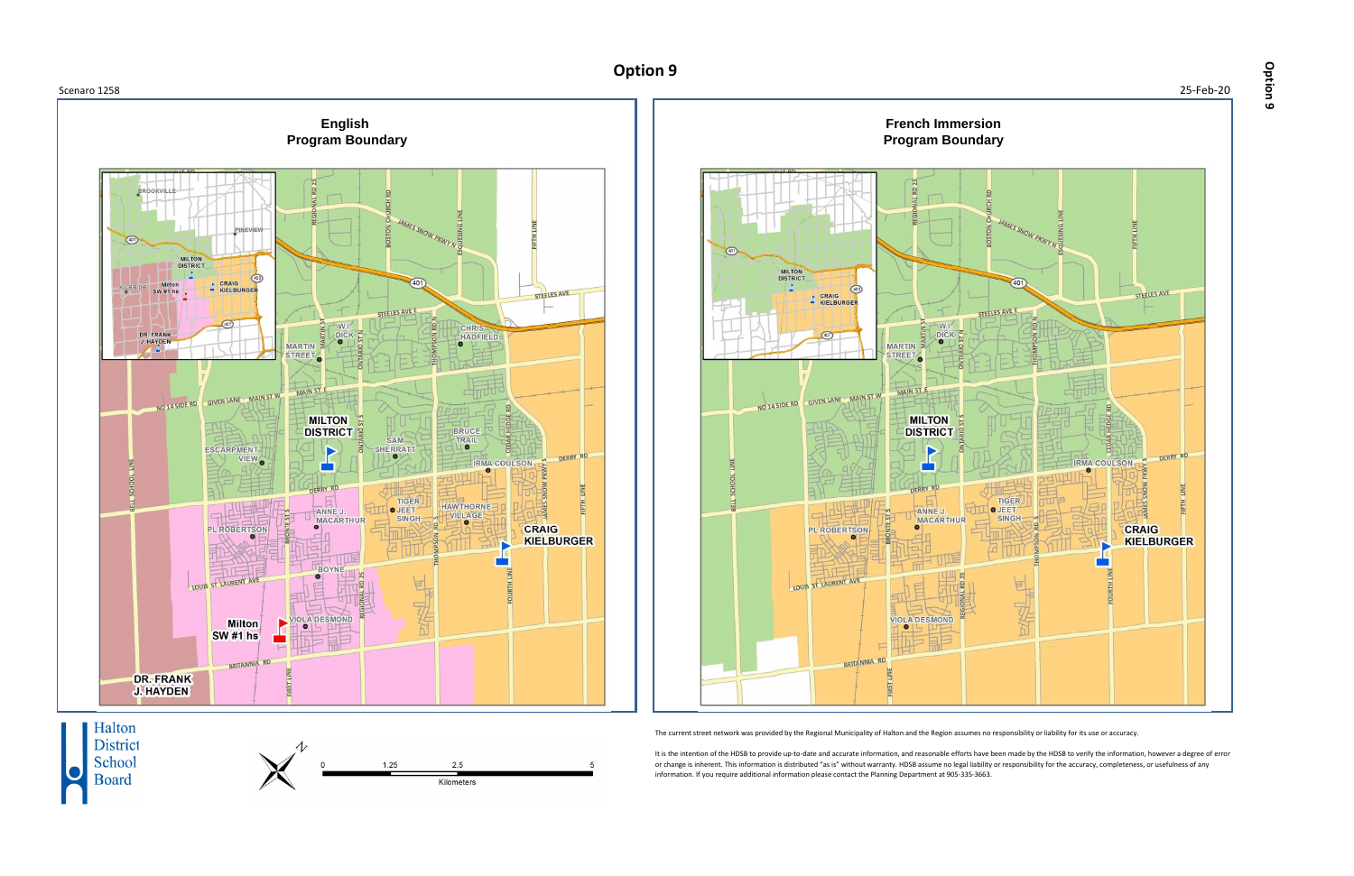# Option 9

Scenaro 1258

25-Feb-20

Option 9

## English Program Boundary

BROOKVILLE
PINEVIEW
401
MILTON DISTRICT
KILBRIDE
Milton SW #1 hs
CRAIG KIELBURGER
403
407
DR. FRANK J. HAYDEN
REGIONAL RD 25
BOSTON CHURCH RD
JAMES SNOW PKWY N
ESQUESING LINE
FIFTH LINE
401
STEELES AVE
STEELES AVE E
W.I. DICK
CHRIS HADFIELD
MARTIN STREET
MARTIN ST
ONTARIO ST N
THOMPSON RD N
NO 14 SIDE RD
GIVEN LANE
MAIN ST W
MAIN ST E
MILTON DISTRICT
ESCARPMENT VIEW
SAM SHERRATT
BRUCE TRAIL
CEDAR HEDGE RD
ONTARIO ST S
IRMA COULSON
DERRY RD
DERRY RD
TIGER JEET SINGH
HAWTHORNE VILLAGE
ANNE J. MACARTHUR
PL ROBERTSON
BRONTE ST S
JAMES SNOW PKWY S
CRAIG KIELBURGER
THOMPSON RD S
FOURTH LINE
FIFTH LINE
BOYNE
LOUIS ST LAURENT AVE
REGIONAL RD 25
BELL SCHOOL LINE
Milton SW #1 hs
VIOLA DESMOND
BRITANNIA RD
FIRST LINE
DR. FRANK J. HAYDEN

## French Immersion Program Boundary

401
MILTON DISTRICT
403
CRAIG KIELBURGER
407
REGIONAL RD 25
BOSTON CHURCH RD
JAMES SNOW PKWY N
ESQUESING LINE
FIFTH LINE
401
STEELES AVE
STEELES AVE E
W.I. DICK
MARTIN STREET
MARTIN ST
ONTARIO ST N
THOMPSON RD N
NO 14 SIDE RD
GIVEN LANE
MAIN ST W
MAIN ST E
MILTON DISTRICT
ONTARIO ST S
CEDAR HEDGE RD
IRMA COULSON
DERRY RD
DERRY RD
ANNE J. MACARTHUR
TIGER JEET SINGH
PL ROBERTSON
BRONTE ST S
THOMPSON RD S
JAMES SNOW PKWY S
CRAIG KIELBURGER
FOURTH LINE
FIFTH LINE
BELL SCHOOL LINE
LOUIS ST LAURENT AVE
REGIONAL RD 25
VIOLA DESMOND
BRITANNIA RD
FIRST LINE

Halton District School Board

0 1.25 2.5 5
Kilometers

The current street network was provided by the Regional Municipality of Halton and the Region assumes no responsibility or liability for its use or accuracy.

It is the intention of the HDSB to provide up-to-date and accurate information, and reasonable efforts have been made by the HDSB to verify the information, however a degree of error or change is inherent. This information is distributed "as is" without warranty. HDSB assume no legal liability or responsibility for the accuracy, completeness, or usefulness of any information. If you require additional information please contact the Planning Department at 905-335-3663.